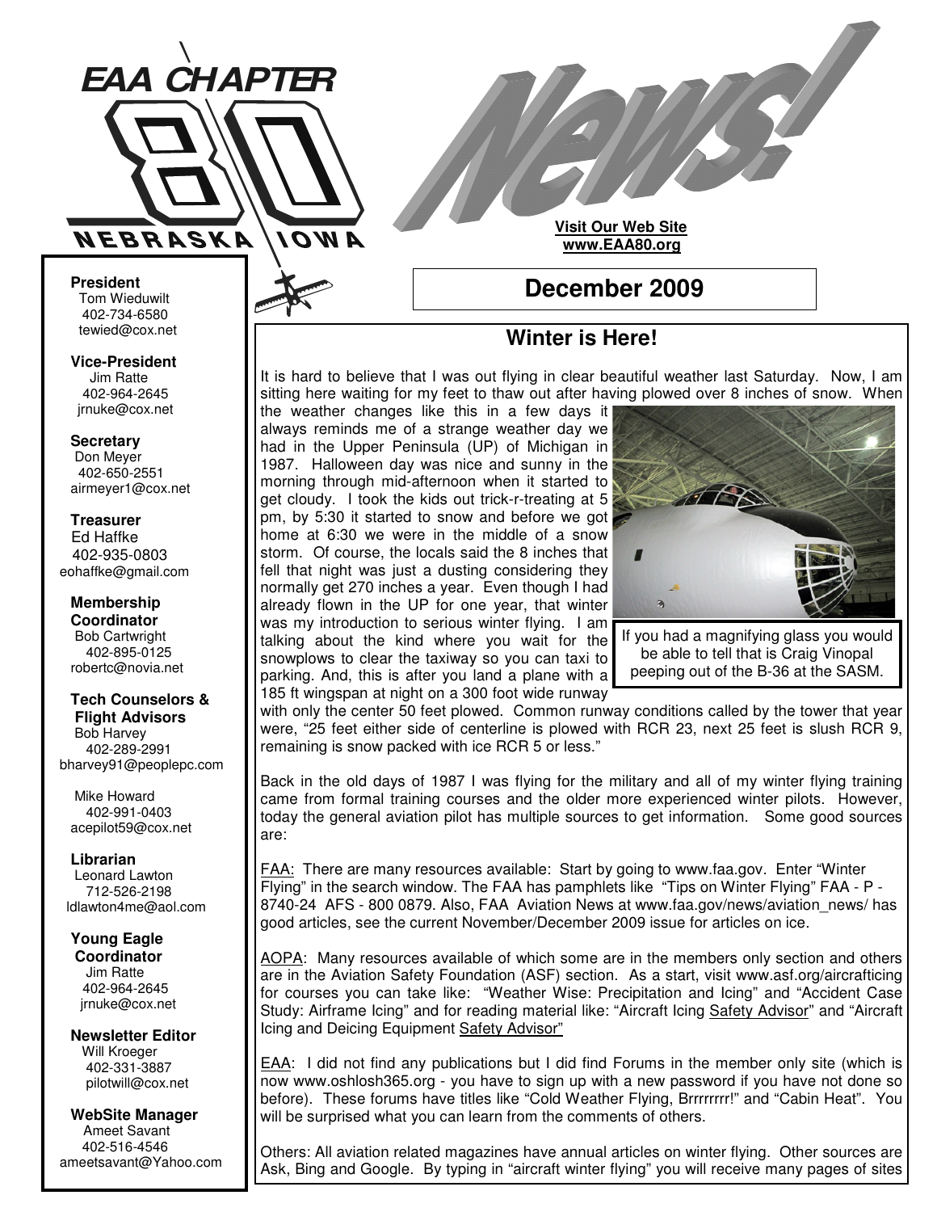# EAA CHAPTER 80 NEBRASKA IOWA

# News!

**Visit Our Web Site**
**www.EAA80.org**

## December 2009

**President**
Tom Wieduwilt
402-734-6580
tewied@cox.net

**Vice-President**
Jim Ratte
402-964-2645
jrnuke@cox.net

**Secretary**
Don Meyer
402-650-2551
airmeyer1@cox.net

**Treasurer**
Ed Haffke
402-935-0803
eohaffke@gmail.com

**Membership Coordinator**
Bob Cartwright
402-895-0125
robertc@novia.net

**Tech Counselors & Flight Advisors**
Bob Harvey
402-289-2991
bharvey91@peoplepc.com

Mike Howard
402-991-0403
acepilot59@cox.net

**Librarian**
Leonard Lawton
712-526-2198
ldlawton4me@aol.com

**Young Eagle Coordinator**
Jim Ratte
402-964-2645
jrnuke@cox.net

**Newsletter Editor**
Will Kroeger
402-331-3887
pilotwill@cox.net

**WebSite Manager**
Ameet Savant
402-516-4546
ameetsavant@Yahoo.com

## Winter is Here!

It is hard to believe that I was out flying in clear beautiful weather last Saturday. Now, I am sitting here waiting for my feet to thaw out after having plowed over 8 inches of snow. When the weather changes like this in a few days it always reminds me of a strange weather day we had in the Upper Peninsula (UP) of Michigan in 1987. Halloween day was nice and sunny in the morning through mid-afternoon when it started to get cloudy. I took the kids out trick-r-treating at 5 pm, by 5:30 it started to snow and before we got home at 6:30 we were in the middle of a snow storm. Of course, the locals said the 8 inches that fell that night was just a dusting considering they normally get 270 inches a year. Even though I had already flown in the UP for one year, that winter was my introduction to serious winter flying. I am talking about the kind where you wait for the snowplows to clear the taxiway so you can taxi to parking. And, this is after you land a plane with a 185 ft wingspan at night on a 300 foot wide runway with only the center 50 feet plowed. Common runway conditions called by the tower that year were, "25 feet either side of centerline is plowed with RCR 23, next 25 feet is slush RCR 9, remaining is snow packed with ice RCR 5 or less."

If you had a magnifying glass you would be able to tell that is Craig Vinopal peeping out of the B-36 at the SASM.

Back in the old days of 1987 I was flying for the military and all of my winter flying training came from formal training courses and the older more experienced winter pilots. However, today the general aviation pilot has multiple sources to get information. Some good sources are:

FAA: There are many resources available: Start by going to www.faa.gov. Enter "Winter Flying" in the search window. The FAA has pamphlets like "Tips on Winter Flying" FAA - P - 8740-24 AFS - 800 0879. Also, FAA Aviation News at www.faa.gov/news/aviation_news/ has good articles, see the current November/December 2009 issue for articles on ice.

AOPA: Many resources available of which some are in the members only section and others are in the Aviation Safety Foundation (ASF) section. As a start, visit www.asf.org/aircrafticing for courses you can take like: "Weather Wise: Precipitation and Icing" and "Accident Case Study: Airframe Icing" and for reading material like: "Aircraft Icing Safety Advisor" and "Aircraft Icing and Deicing Equipment Safety Advisor"

EAA: I did not find any publications but I did find Forums in the member only site (which is now www.oshlosh365.org - you have to sign up with a new password if you have not done so before). These forums have titles like "Cold Weather Flying, Brrrrrrrr!" and "Cabin Heat". You will be surprised what you can learn from the comments of others.

Others: All aviation related magazines have annual articles on winter flying. Other sources are Ask, Bing and Google. By typing in "aircraft winter flying" you will receive many pages of sites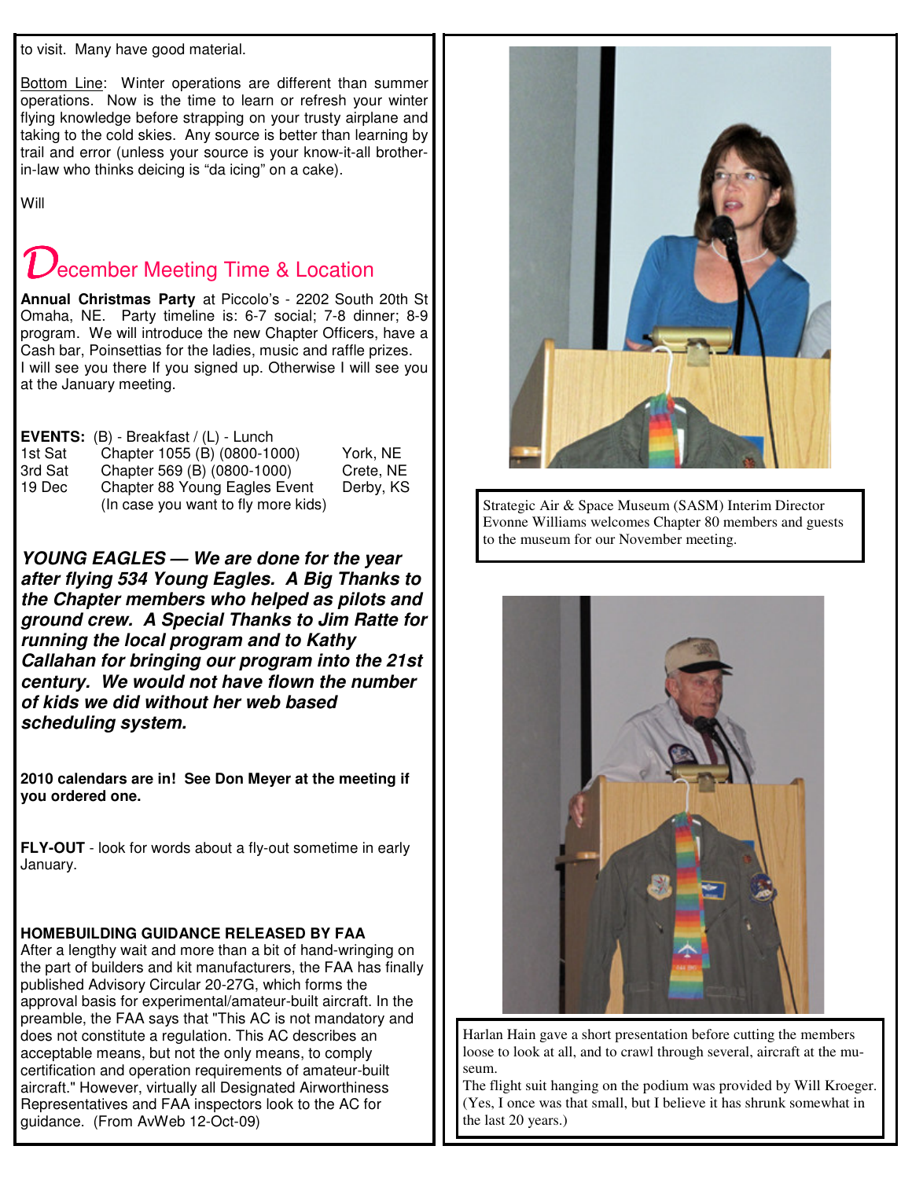to visit. Many have good material.

Bottom Line: Winter operations are different than summer operations. Now is the time to learn or refresh your winter flying knowledge before strapping on your trusty airplane and taking to the cold skies. Any source is better than learning by trail and error (unless your source is your know-it-all brother-in-law who thinks deicing is “da icing” on a cake).

Will

## December Meeting Time & Location

**Annual Christmas Party** at Piccolo’s - 2202 South 20th St Omaha, NE. Party timeline is: 6-7 social; 7-8 dinner; 8-9 program. We will introduce the new Chapter Officers, have a Cash bar, Poinsettias for the ladies, music and raffle prizes. I will see you there If you signed up. Otherwise I will see you at the January meeting.

**EVENTS:** (B) - Breakfast / (L) - Lunch

| | | |
|---|---|---|
| 1st Sat | Chapter 1055 (B) (0800-1000) | York, NE |
| 3rd Sat | Chapter 569 (B) (0800-1000) | Crete, NE |
| 19 Dec | Chapter 88 Young Eagles Event (In case you want to fly more kids) | Derby, KS |

***YOUNG EAGLES — We are done for the year after flying 534 Young Eagles. A Big Thanks to the Chapter members who helped as pilots and ground crew. A Special Thanks to Jim Ratte for running the local program and to Kathy Callahan for bringing our program into the 21st century. We would not have flown the number of kids we did without her web based scheduling system.***

**2010 calendars are in! See Don Meyer at the meeting if you ordered one.**

**FLY-OUT** - look for words about a fly-out sometime in early January.

**HOMEBUILDING GUIDANCE RELEASED BY FAA**

After a lengthy wait and more than a bit of hand-wringing on the part of builders and kit manufacturers, the FAA has finally published Advisory Circular 20-27G, which forms the approval basis for experimental/amateur-built aircraft. In the preamble, the FAA says that "This AC is not mandatory and does not constitute a regulation. This AC describes an acceptable means, but not the only means, to comply certification and operation requirements of amateur-built aircraft." However, virtually all Designated Airworthiness Representatives and FAA inspectors look to the AC for guidance. (From AvWeb 12-Oct-09)

Strategic Air & Space Museum (SASM) Interim Director Evonne Williams welcomes Chapter 80 members and guests to the museum for our November meeting.

Harlan Hain gave a short presentation before cutting the members loose to look at all, and to crawl through several, aircraft at the museum.

The flight suit hanging on the podium was provided by Will Kroeger. (Yes, I once was that small, but I believe it has shrunk somewhat in the last 20 years.)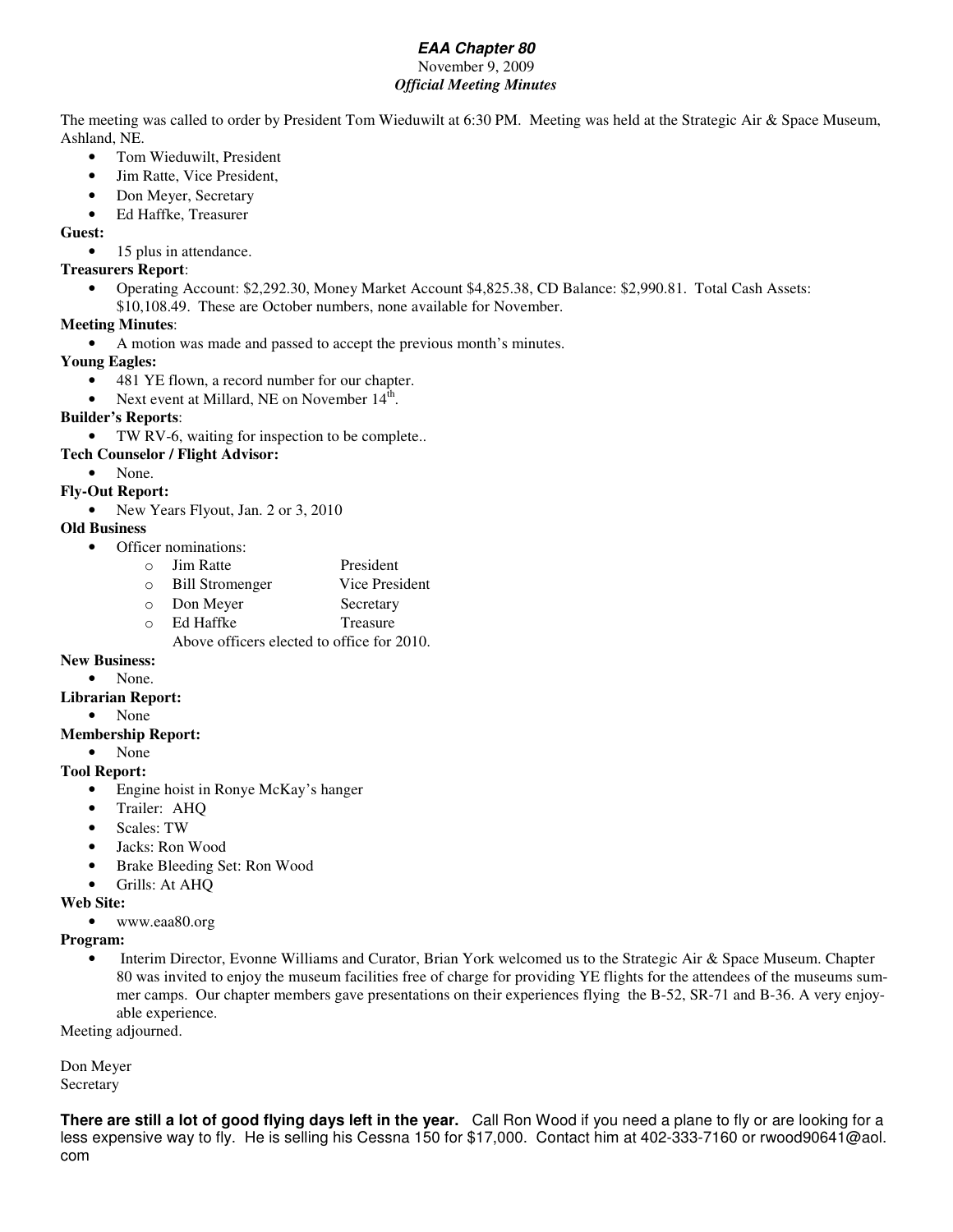# *EAA Chapter 80*

November 9, 2009

***Official Meeting Minutes***

The meeting was called to order by President Tom Wieduwilt at 6:30 PM. Meeting was held at the Strategic Air & Space Museum, Ashland, NE.

- Tom Wieduwilt, President
- Jim Ratte, Vice President,
- Don Meyer, Secretary
- Ed Haffke, Treasurer

**Guest:**

- 15 plus in attendance.

**Treasurers Report**:

- Operating Account: $2,292.30, Money Market Account $4,825.38, CD Balance: $2,990.81. Total Cash Assets: $10,108.49. These are October numbers, none available for November.

**Meeting Minutes**:

- A motion was made and passed to accept the previous month's minutes.

**Young Eagles:**

- 481 YE flown, a record number for our chapter.
- Next event at Millard, NE on November 14th.

**Builder's Reports**:

- TW RV-6, waiting for inspection to be complete..

**Tech Counselor / Flight Advisor:**

- None.

**Fly-Out Report:**

- New Years Flyout, Jan. 2 or 3, 2010

**Old Business**

- Officer nominations:
  - Jim Ratte — President
  - Bill Stromenger — Vice President
  - Don Meyer — Secretary
  - Ed Haffke — Treasure

  Above officers elected to office for 2010.

**New Business:**

- None.

**Librarian Report:**

- None

**Membership Report:**

- None

**Tool Report:**

- Engine hoist in Ronye McKay's hanger
- Trailer: AHQ
- Scales: TW
- Jacks: Ron Wood
- Brake Bleeding Set: Ron Wood
- Grills: At AHQ

**Web Site:**

- www.eaa80.org

**Program:**

- Interim Director, Evonne Williams and Curator, Brian York welcomed us to the Strategic Air & Space Museum. Chapter 80 was invited to enjoy the museum facilities free of charge for providing YE flights for the attendees of the museums summer camps. Our chapter members gave presentations on their experiences flying the B-52, SR-71 and B-36. A very enjoyable experience.

Meeting adjourned.

Don Meyer
Secretary

**There are still a lot of good flying days left in the year.** Call Ron Wood if you need a plane to fly or are looking for a less expensive way to fly. He is selling his Cessna 150 for $17,000. Contact him at 402-333-7160 or rwood90641@aol.com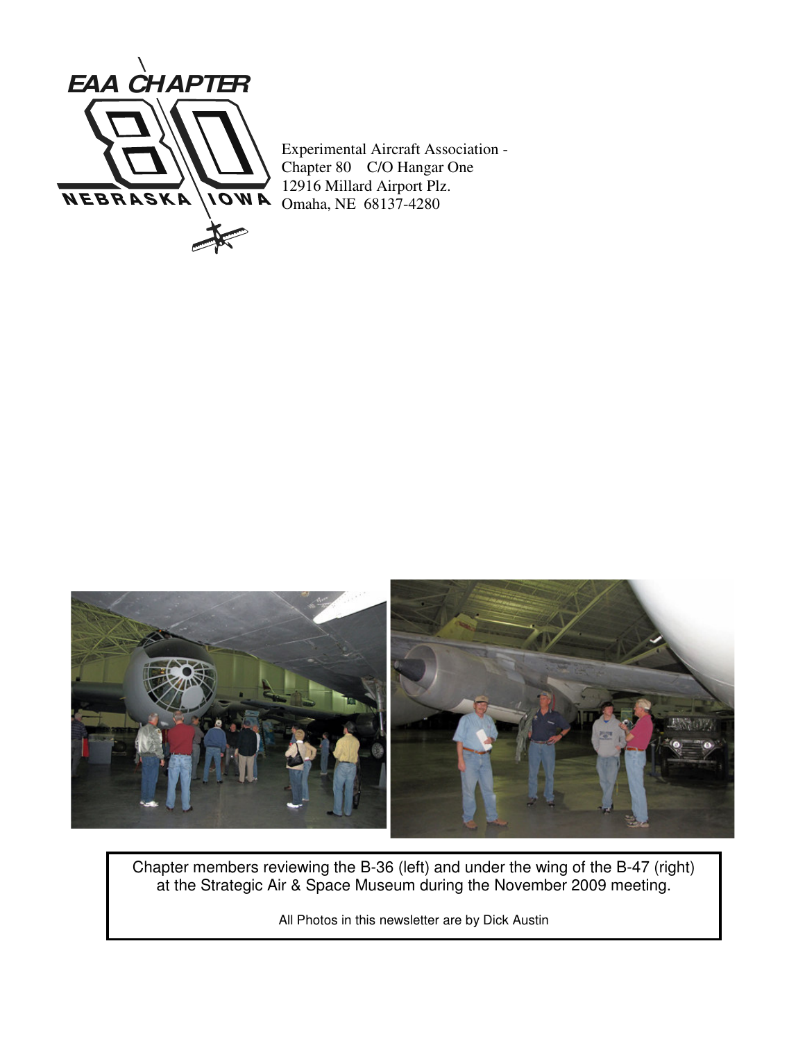Experimental Aircraft Association -
Chapter 80 C/O Hangar One
12916 Millard Airport Plz.
Omaha, NE 68137-4280

Chapter members reviewing the B-36 (left) and under the wing of the B-47 (right) at the Strategic Air & Space Museum during the November 2009 meeting.

All Photos in this newsletter are by Dick Austin